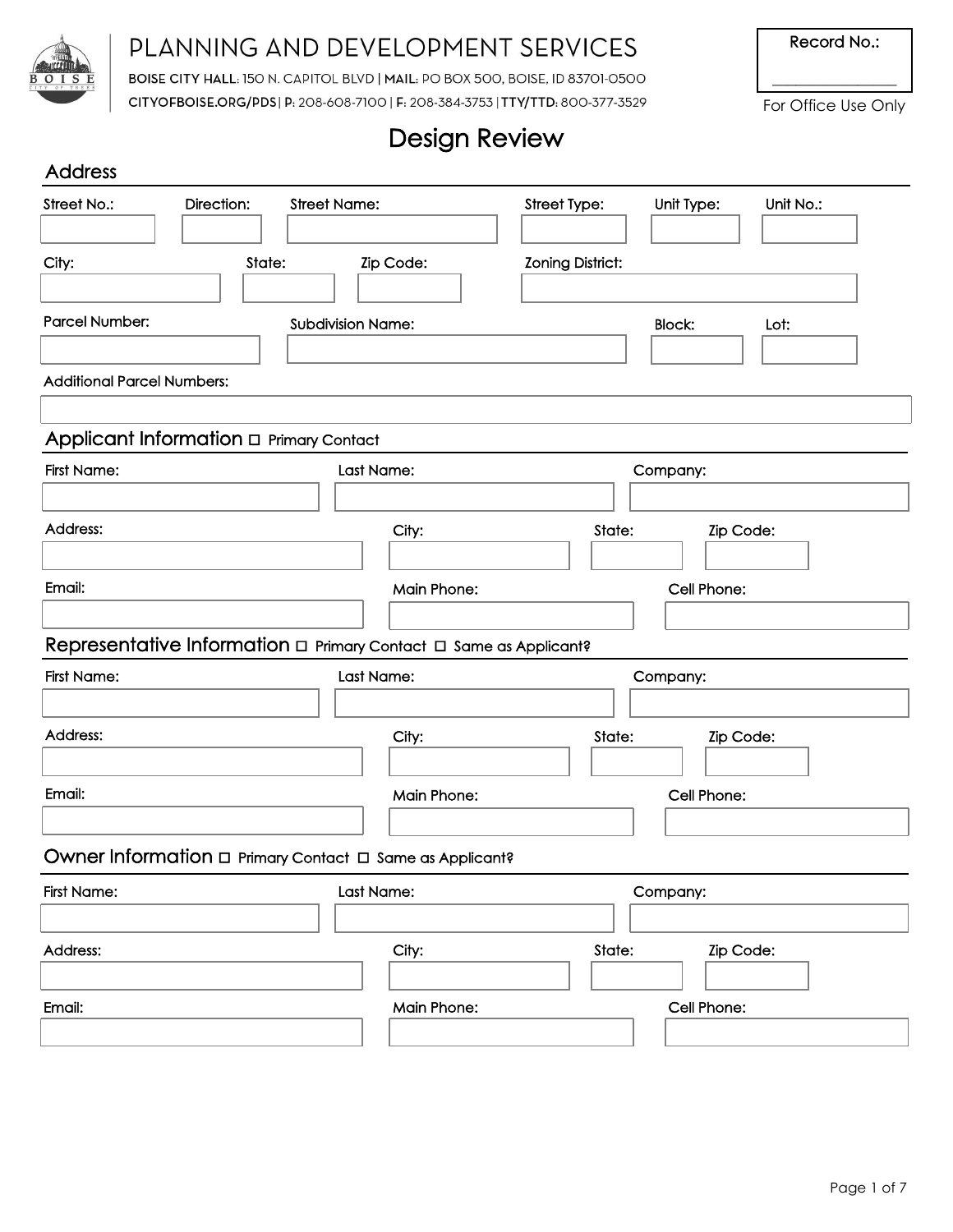# PLANNING AND DEVELOPMENT SERVICES

**BOISE CITY HALL:** 150 N. CAPITOL BLVD | **MAIL:** PO BOX 500, BOISE, ID 83701-0500
**CITYOFBOISE.ORG/PDS** | **P:** 208-608-7100 | **F:** 208-384-3753 | **TTY/TTD:** 800-377-3529

Record No.: ______________

For Office Use Only

# Design Review

## Address

Street No.: Direction: Street Name: Street Type: Unit Type: Unit No.:

City: State: Zip Code: Zoning District:

Parcel Number: Subdivision Name: Block: Lot:

Additional Parcel Numbers:

## Applicant Information ☐ Primary Contact

First Name: Last Name: Company:

Address: City: State: Zip Code:

Email: Main Phone: Cell Phone:

## Representative Information ☐ Primary Contact ☐ Same as Applicant?

First Name: Last Name: Company:

Address: City: State: Zip Code:

Email: Main Phone: Cell Phone:

## Owner Information ☐ Primary Contact ☐ Same as Applicant?

First Name: Last Name: Company:

Address: City: State: Zip Code:

Email: Main Phone: Cell Phone: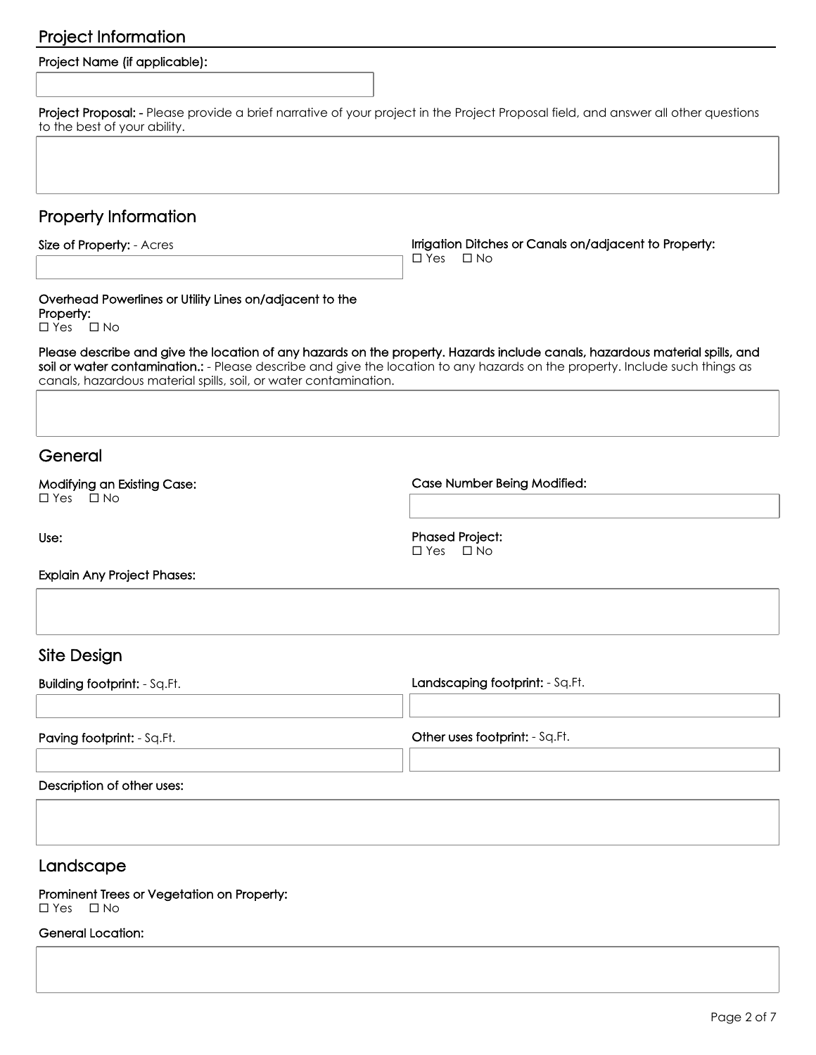## Project Information

**Project Name (if applicable):**

**Project Proposal:** - Please provide a brief narrative of your project in the Project Proposal field, and answer all other questions to the best of your ability.

## Property Information

**Size of Property:** - Acres

**Irrigation Ditches or Canals on/adjacent to Property:**
☐ Yes ☐ No

**Overhead Powerlines or Utility Lines on/adjacent to the Property:**
☐ Yes ☐ No

**Please describe and give the location of any hazards on the property. Hazards include canals, hazardous material spills, and soil or water contamination.:** - Please describe and give the location to any hazards on the property. Include such things as canals, hazardous material spills, soil, or water contamination.

## General

**Modifying an Existing Case:**
☐ Yes ☐ No

**Case Number Being Modified:**

**Use:**

**Phased Project:**
☐ Yes ☐ No

**Explain Any Project Phases:**

## Site Design

**Building footprint:** - Sq.Ft.

**Landscaping footprint:** - Sq.Ft.

**Paving footprint:** - Sq.Ft.

**Other uses footprint:** - Sq.Ft.

**Description of other uses:**

## Landscape

**Prominent Trees or Vegetation on Property:**
☐ Yes ☐ No

**General Location:**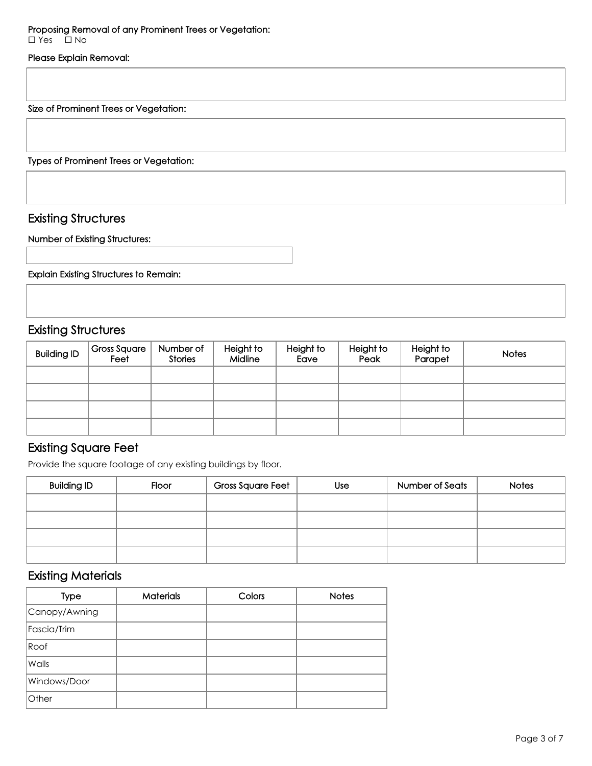**Proposing Removal of any Prominent Trees or Vegetation:**

☐ Yes ☐ No

**Please Explain Removal:**

**Size of Prominent Trees or Vegetation:**

**Types of Prominent Trees or Vegetation:**

## Existing Structures

**Number of Existing Structures:**

**Explain Existing Structures to Remain:**

## Existing Structures

| Building ID | Gross Square Feet | Number of Stories | Height to Midline | Height to Eave | Height to Peak | Height to Parapet | Notes |
|---|---|---|---|---|---|---|---|
| | | | | | | | |
| | | | | | | | |
| | | | | | | | |
| | | | | | | | |

## Existing Square Feet

Provide the square footage of any existing buildings by floor.

| Building ID | Floor | Gross Square Feet | Use | Number of Seats | Notes |
|---|---|---|---|---|---|
| | | | | | |
| | | | | | |
| | | | | | |
| | | | | | |

## Existing Materials

| Type | Materials | Colors | Notes |
|---|---|---|---|
| Canopy/Awning | | | |
| Fascia/Trim | | | |
| Roof | | | |
| Walls | | | |
| Windows/Door | | | |
| Other | | | |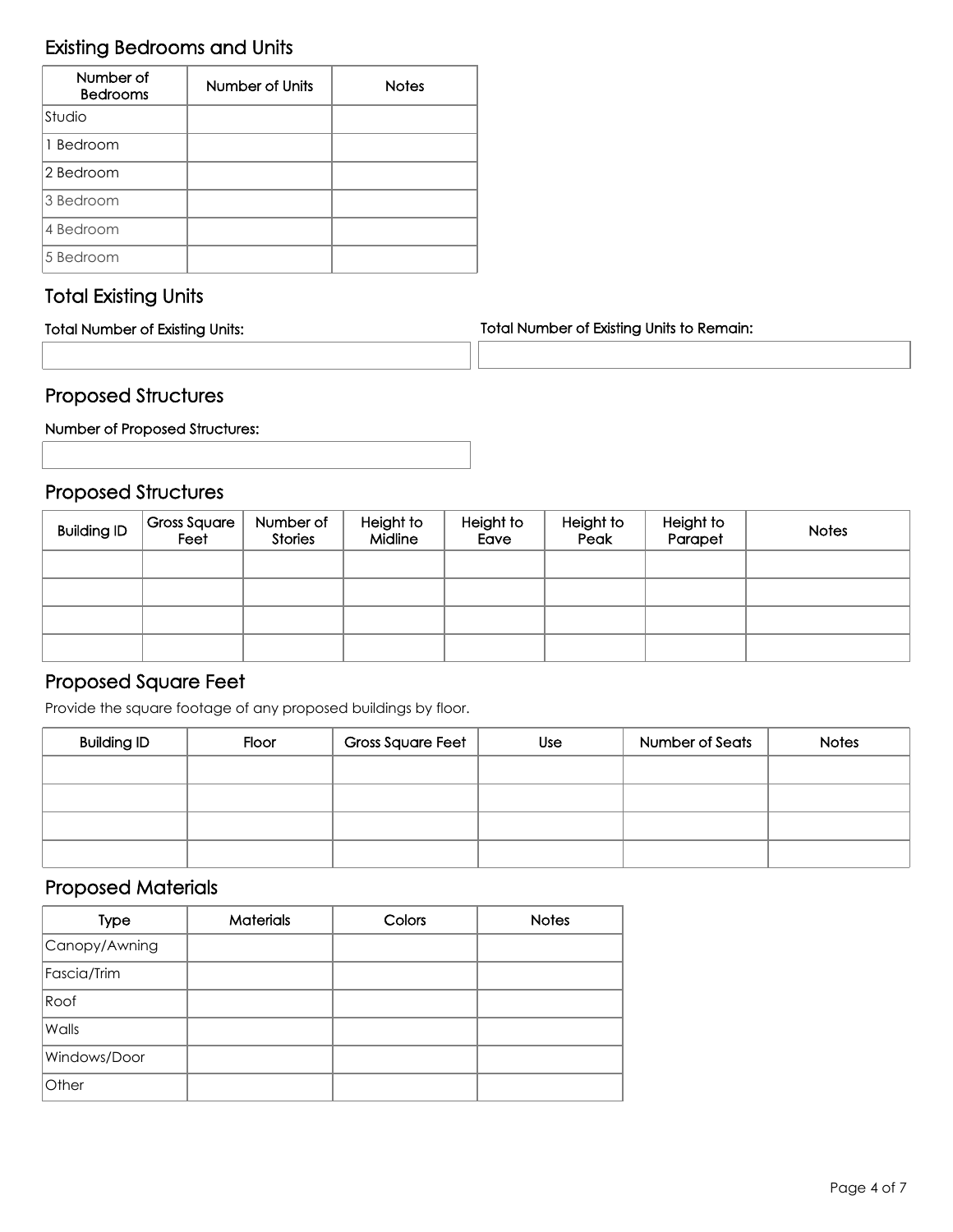## Existing Bedrooms and Units

| Number of Bedrooms | Number of Units | Notes |
| --- | --- | --- |
| Studio | | |
| 1 Bedroom | | |
| 2 Bedroom | | |
| 3 Bedroom | | |
| 4 Bedroom | | |
| 5 Bedroom | | |

## Total Existing Units

**Total Number of Existing Units:**

**Total Number of Existing Units to Remain:**

## Proposed Structures

**Number of Proposed Structures:**

## Proposed Structures

| Building ID | Gross Square Feet | Number of Stories | Height to Midline | Height to Eave | Height to Peak | Height to Parapet | Notes |
| --- | --- | --- | --- | --- | --- | --- | --- |
| | | | | | | | |
| | | | | | | | |
| | | | | | | | |
| | | | | | | | |

## Proposed Square Feet

Provide the square footage of any proposed buildings by floor.

| Building ID | Floor | Gross Square Feet | Use | Number of Seats | Notes |
| --- | --- | --- | --- | --- | --- |
| | | | | | |
| | | | | | |
| | | | | | |
| | | | | | |

## Proposed Materials

| Type | Materials | Colors | Notes |
| --- | --- | --- | --- |
| Canopy/Awning | | | |
| Fascia/Trim | | | |
| Roof | | | |
| Walls | | | |
| Windows/Door | | | |
| Other | | | |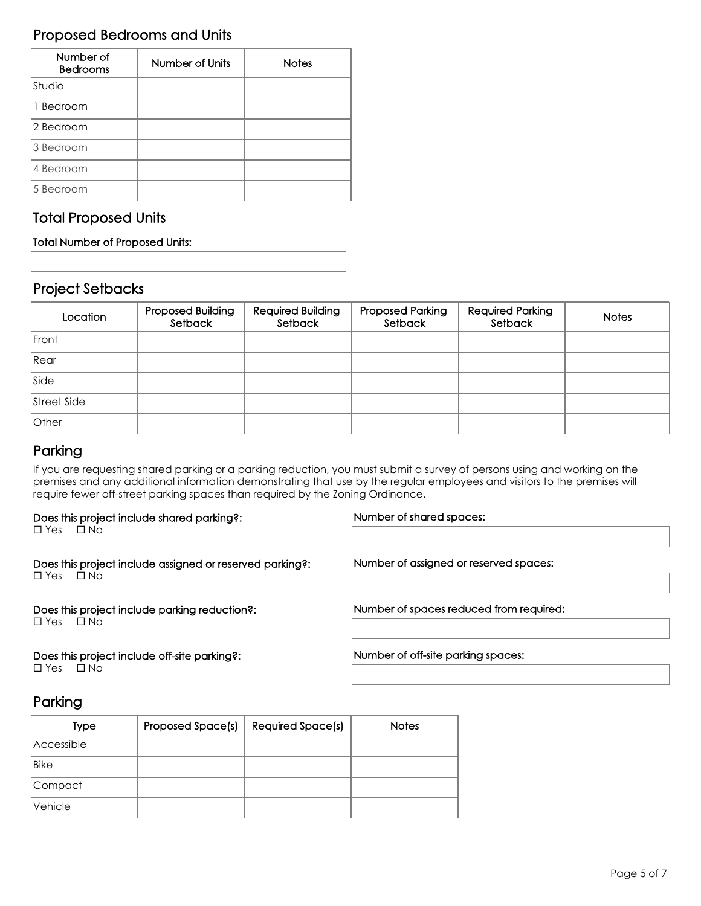## Proposed Bedrooms and Units

| Number of Bedrooms | Number of Units | Notes |
|---|---|---|
| Studio | | |
| 1 Bedroom | | |
| 2 Bedroom | | |
| 3 Bedroom | | |
| 4 Bedroom | | |
| 5 Bedroom | | |

## Total Proposed Units

**Total Number of Proposed Units:**

## Project Setbacks

| Location | Proposed Building Setback | Required Building Setback | Proposed Parking Setback | Required Parking Setback | Notes |
|---|---|---|---|---|---|
| Front | | | | | |
| Rear | | | | | |
| Side | | | | | |
| Street Side | | | | | |
| Other | | | | | |

## Parking

If you are requesting shared parking or a parking reduction, you must submit a survey of persons using and working on the premises and any additional information demonstrating that use by the regular employees and visitors to the premises will require fewer off-street parking spaces than required by the Zoning Ordinance.

**Does this project include shared parking?:**
☐ Yes ☐ No

**Number of shared spaces:**

**Does this project include assigned or reserved parking?:**
☐ Yes ☐ No

**Number of assigned or reserved spaces:**

**Does this project include parking reduction?:**
☐ Yes ☐ No

**Number of spaces reduced from required:**

**Does this project include off-site parking?:**
☐ Yes ☐ No

**Number of off-site parking spaces:**

## Parking

| Type | Proposed Space(s) | Required Space(s) | Notes |
|---|---|---|---|
| Accessible | | | |
| Bike | | | |
| Compact | | | |
| Vehicle | | | |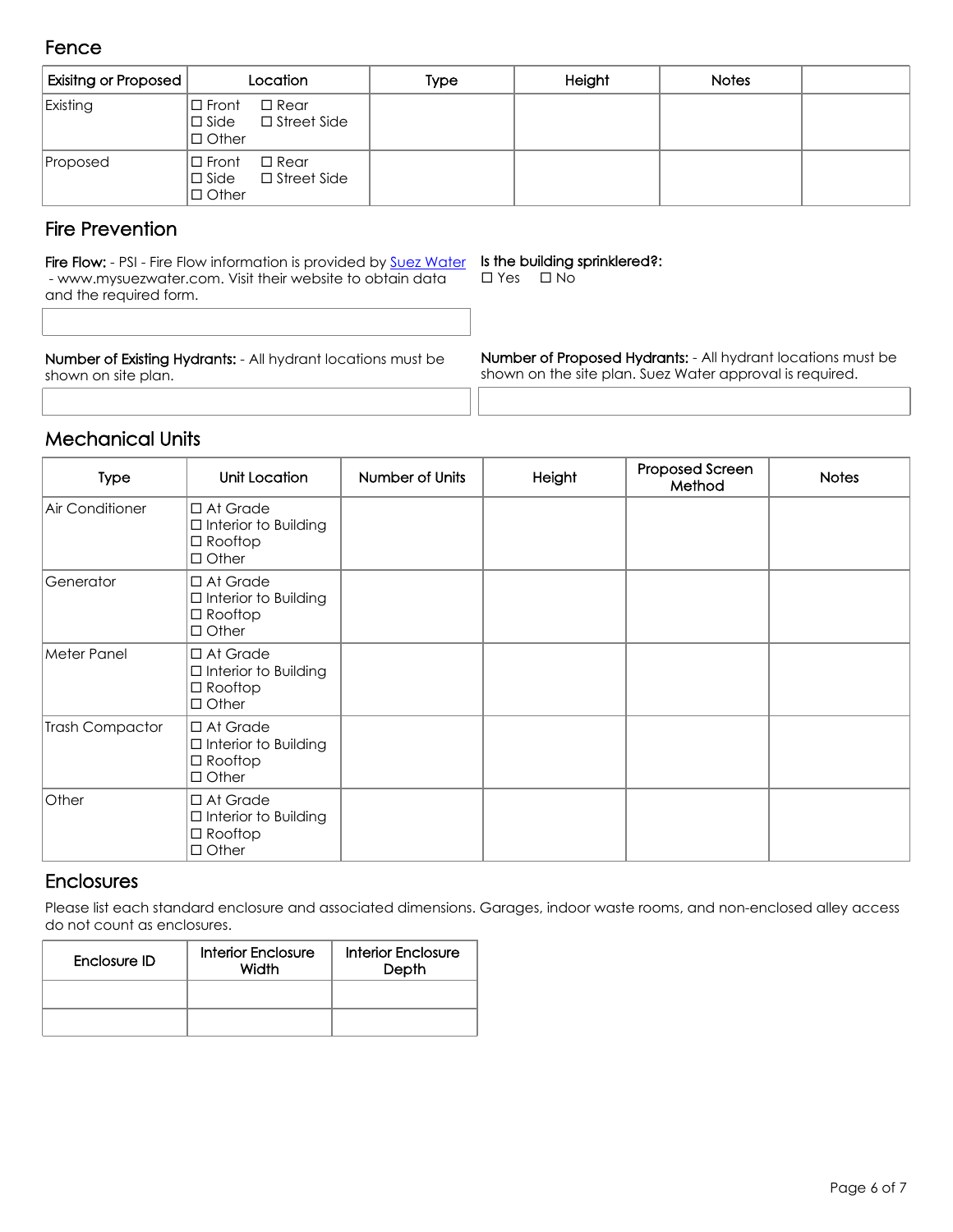## Fence

| Exisitng or Proposed | Location | Type | Height | Notes | |
|---|---|---|---|---|---|
| Existing | ☐ Front ☐ Rear ☐ Side ☐ Street Side ☐ Other | | | | |
| Proposed | ☐ Front ☐ Rear ☐ Side ☐ Street Side ☐ Other | | | | |

## Fire Prevention

**Fire Flow:** - PSI - Fire Flow information is provided by Suez Water - www.mysuezwater.com. Visit their website to obtain data and the required form.

**Is the building sprinklered?:**
☐ Yes ☐ No

**Number of Existing Hydrants:** - All hydrant locations must be shown on site plan.

**Number of Proposed Hydrants:** - All hydrant locations must be shown on the site plan. Suez Water approval is required.

## Mechanical Units

| Type | Unit Location | Number of Units | Height | Proposed Screen Method | Notes |
|---|---|---|---|---|---|
| Air Conditioner | ☐ At Grade ☐ Interior to Building ☐ Rooftop ☐ Other | | | | |
| Generator | ☐ At Grade ☐ Interior to Building ☐ Rooftop ☐ Other | | | | |
| Meter Panel | ☐ At Grade ☐ Interior to Building ☐ Rooftop ☐ Other | | | | |
| Trash Compactor | ☐ At Grade ☐ Interior to Building ☐ Rooftop ☐ Other | | | | |
| Other | ☐ At Grade ☐ Interior to Building ☐ Rooftop ☐ Other | | | | |

## Enclosures

Please list each standard enclosure and associated dimensions. Garages, indoor waste rooms, and non-enclosed alley access do not count as enclosures.

| Enclosure ID | Interior Enclosure Width | Interior Enclosure Depth |
|---|---|---|
| | | |
| | | |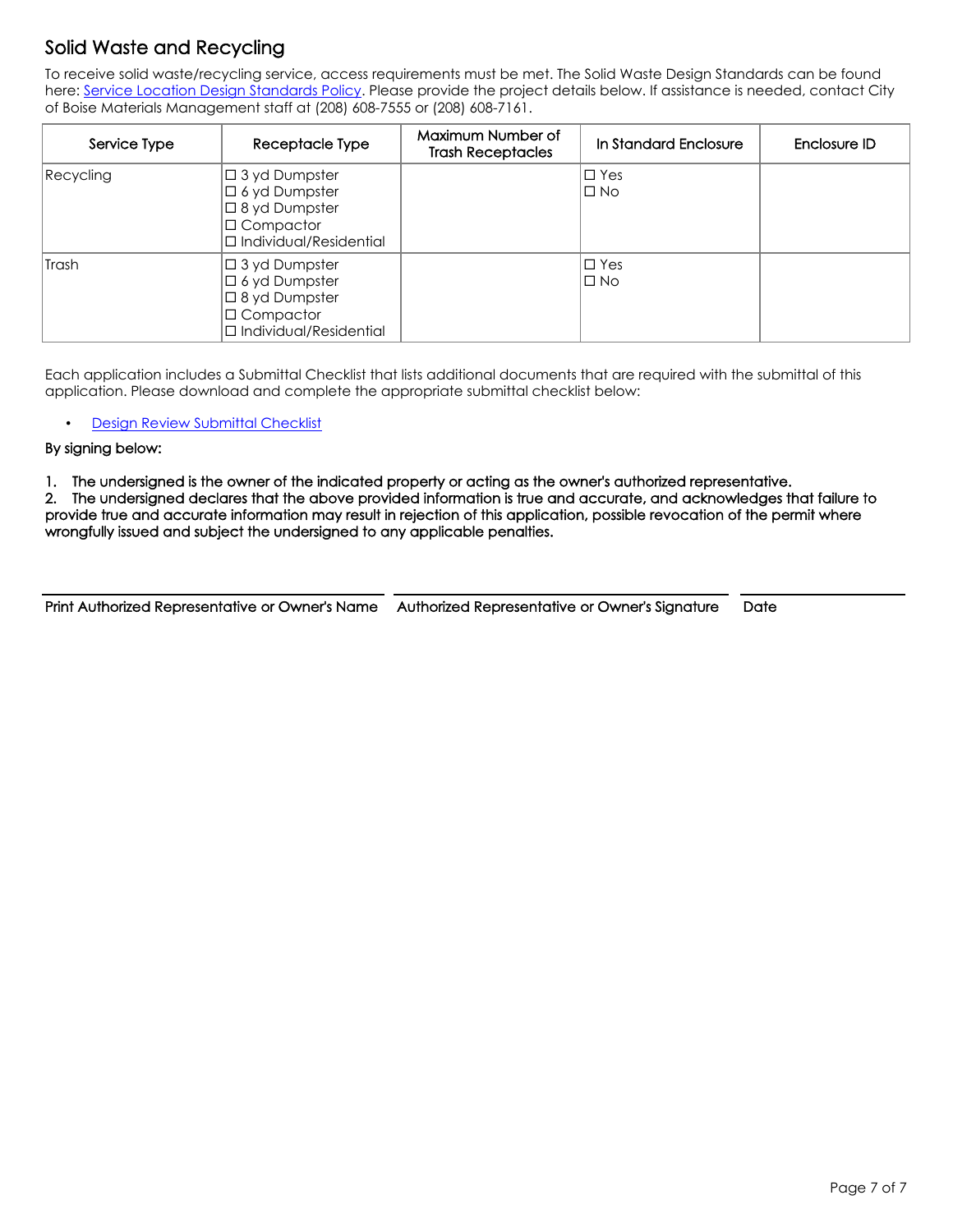## Solid Waste and Recycling

To receive solid waste/recycling service, access requirements must be met. The Solid Waste Design Standards can be found here: [Service Location Design Standards Policy](). Please provide the project details below. If assistance is needed, contact City of Boise Materials Management staff at (208) 608-7555 or (208) 608-7161.

| Service Type | Receptacle Type | Maximum Number of Trash Receptacles | In Standard Enclosure | Enclosure ID |
|---|---|---|---|---|
| Recycling | ☐ 3 yd Dumpster<br>☐ 6 yd Dumpster<br>☐ 8 yd Dumpster<br>☐ Compactor<br>☐ Individual/Residential | | ☐ Yes<br>☐ No | |
| Trash | ☐ 3 yd Dumpster<br>☐ 6 yd Dumpster<br>☐ 8 yd Dumpster<br>☐ Compactor<br>☐ Individual/Residential | | ☐ Yes<br>☐ No | |

Each application includes a Submittal Checklist that lists additional documents that are required with the submittal of this application. Please download and complete the appropriate submittal checklist below:

- [Design Review Submittal Checklist]()

**By signing below:**

1. **The undersigned is the owner of the indicated property or acting as the owner's authorized representative.**
2. **The undersigned declares that the above provided information is true and accurate, and acknowledges that failure to provide true and accurate information may result in rejection of this application, possible revocation of the permit where wrongfully issued and subject the undersigned to any applicable penalties.**

\_\_\_\_\_\_\_\_\_\_\_\_\_\_\_\_\_\_\_\_\_\_\_\_\_\_\_\_ \_\_\_\_\_\_\_\_\_\_\_\_\_\_\_\_\_\_\_\_\_\_\_\_\_\_\_\_ \_\_\_\_\_\_\_\_\_\_\_\_

**Print Authorized Representative or Owner's Name** | **Authorized Representative or Owner's Signature** | **Date**